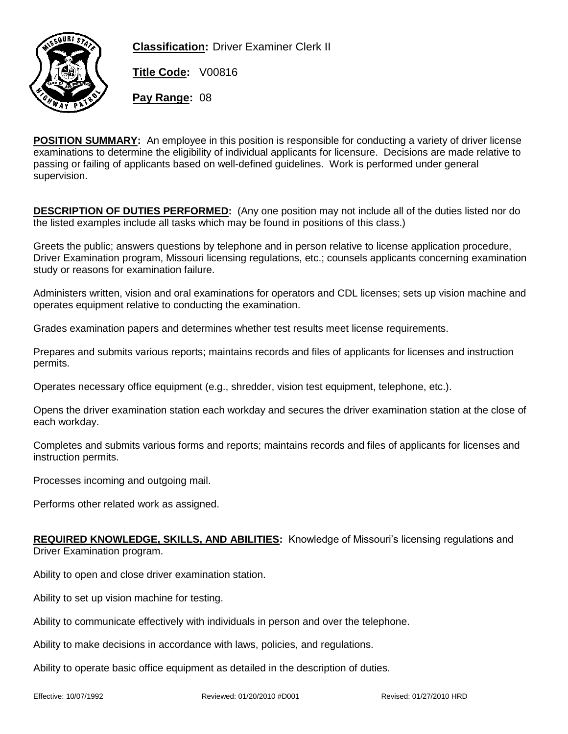**Classification:** Driver Examiner Clerk II

**Title Code:** V00816

**Pay Range:** 08

**POSITION SUMMARY:** An employee in this position is responsible for conducting a variety of driver license examinations to determine the eligibility of individual applicants for licensure. Decisions are made relative to passing or failing of applicants based on well-defined guidelines. Work is performed under general supervision.

**DESCRIPTION OF DUTIES PERFORMED:** (Any one position may not include all of the duties listed nor do the listed examples include all tasks which may be found in positions of this class.)

Greets the public; answers questions by telephone and in person relative to license application procedure, Driver Examination program, Missouri licensing regulations, etc.; counsels applicants concerning examination study or reasons for examination failure.

Administers written, vision and oral examinations for operators and CDL licenses; sets up vision machine and operates equipment relative to conducting the examination.

Grades examination papers and determines whether test results meet license requirements.

Prepares and submits various reports; maintains records and files of applicants for licenses and instruction permits.

Operates necessary office equipment (e.g., shredder, vision test equipment, telephone, etc.).

Opens the driver examination station each workday and secures the driver examination station at the close of each workday.

Completes and submits various forms and reports; maintains records and files of applicants for licenses and instruction permits.

Processes incoming and outgoing mail.

Performs other related work as assigned.

**REQUIRED KNOWLEDGE, SKILLS, AND ABILITIES:** Knowledge of Missouri's licensing regulations and Driver Examination program.

Ability to open and close driver examination station.

Ability to set up vision machine for testing.

Ability to communicate effectively with individuals in person and over the telephone.

Ability to make decisions in accordance with laws, policies, and regulations.

Ability to operate basic office equipment as detailed in the description of duties.

Effective: 10/07/1992 Reviewed: 01/20/2010 #D001 Revised: 01/27/2010 HRD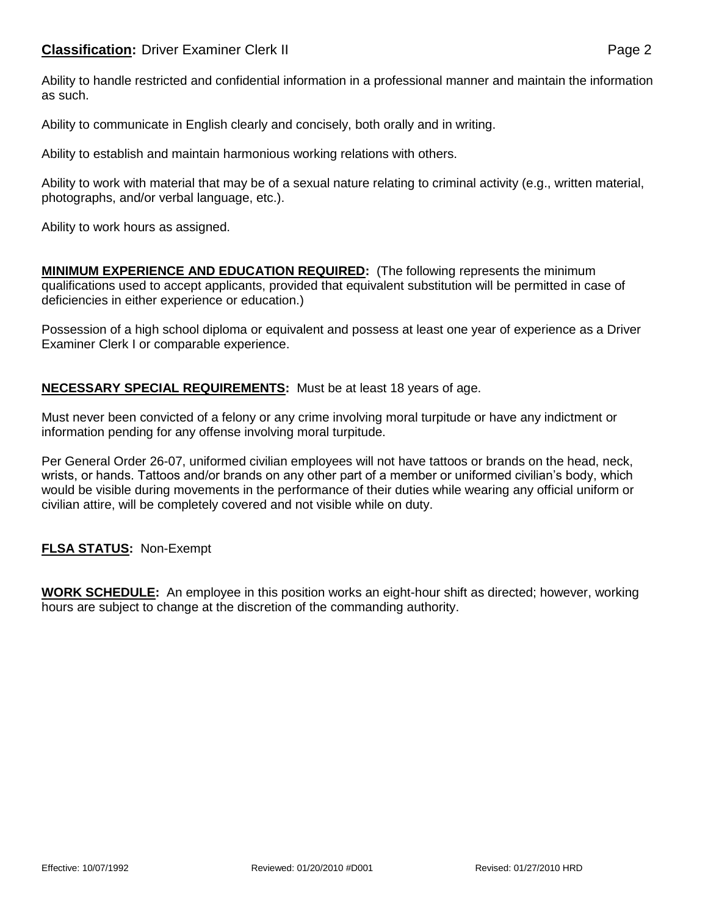Ability to handle restricted and confidential information in a professional manner and maintain the information as such.

Ability to communicate in English clearly and concisely, both orally and in writing.

Ability to establish and maintain harmonious working relations with others.

Ability to work with material that may be of a sexual nature relating to criminal activity (e.g., written material, photographs, and/or verbal language, etc.).

Ability to work hours as assigned.

**MINIMUM EXPERIENCE AND EDUCATION REQUIRED:** (The following represents the minimum qualifications used to accept applicants, provided that equivalent substitution will be permitted in case of deficiencies in either experience or education.)

Possession of a high school diploma or equivalent and possess at least one year of experience as a Driver Examiner Clerk I or comparable experience.

**NECESSARY SPECIAL REQUIREMENTS:** Must be at least 18 years of age.

Must never been convicted of a felony or any crime involving moral turpitude or have any indictment or information pending for any offense involving moral turpitude.

Per General Order 26-07, uniformed civilian employees will not have tattoos or brands on the head, neck, wrists, or hands. Tattoos and/or brands on any other part of a member or uniformed civilian's body, which would be visible during movements in the performance of their duties while wearing any official uniform or civilian attire, will be completely covered and not visible while on duty.

**FLSA STATUS:** Non-Exempt

**WORK SCHEDULE:** An employee in this position works an eight-hour shift as directed; however, working hours are subject to change at the discretion of the commanding authority.